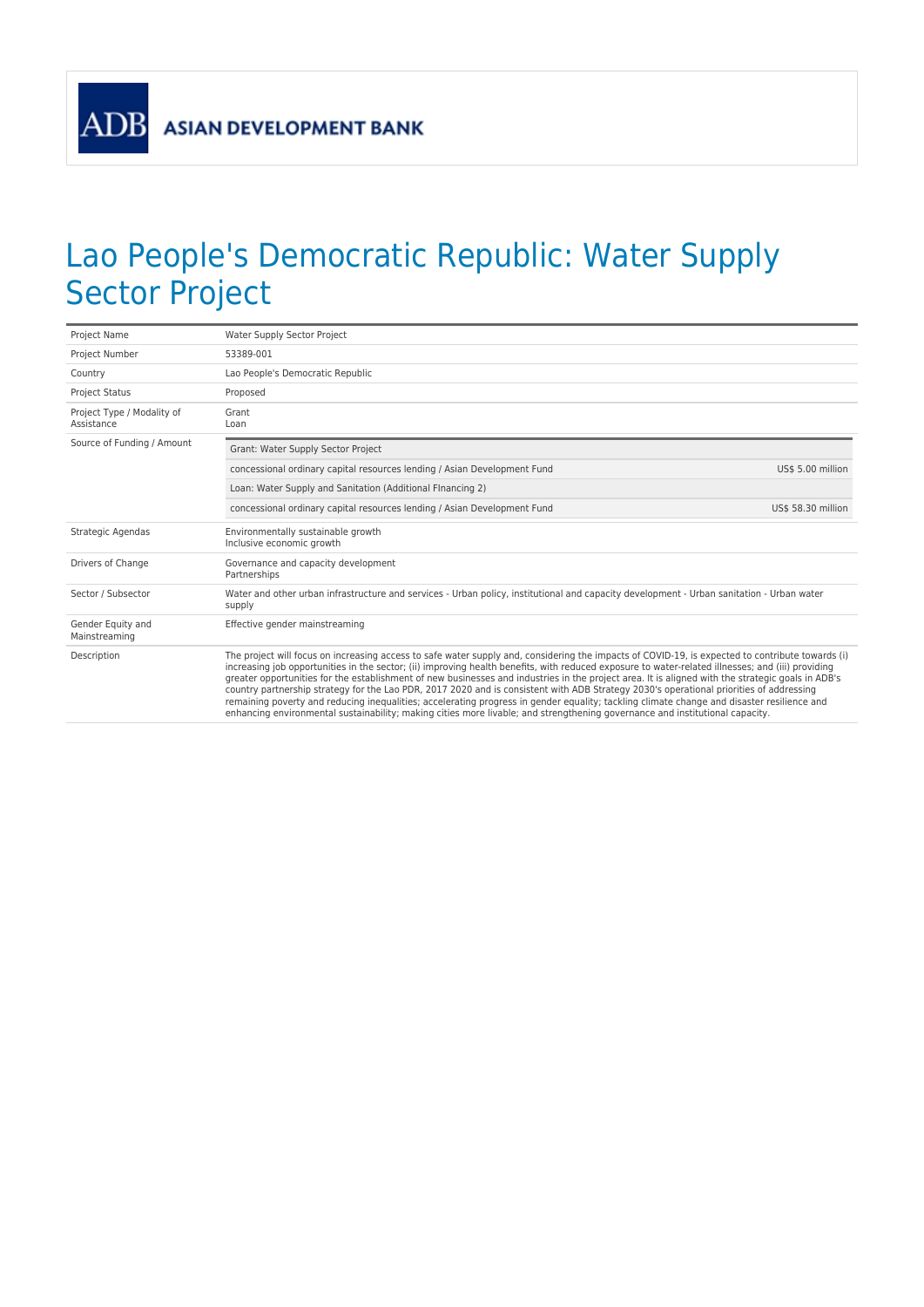ADB ASIAN DEVELOPMENT BANK

# Lao People's Democratic Republic: Water Supply Sector Project

| | |
|---|---|
| Project Name | Water Supply Sector Project |
| Project Number | 53389-001 |
| Country | Lao People's Democratic Republic |
| Project Status | Proposed |
| Project Type / Modality of Assistance | Grant<br>Loan |
| Source of Funding / Amount | Grant: Water Supply Sector Project<br>concessional ordinary capital resources lending / Asian Development Fund — US$ 5.00 million<br>Loan: Water Supply and Sanitation (Additional FInancing 2)<br>concessional ordinary capital resources lending / Asian Development Fund — US$ 58.30 million |
| Strategic Agendas | Environmentally sustainable growth<br>Inclusive economic growth |
| Drivers of Change | Governance and capacity development<br>Partnerships |
| Sector / Subsector | Water and other urban infrastructure and services - Urban policy, institutional and capacity development - Urban sanitation - Urban water supply |
| Gender Equity and Mainstreaming | Effective gender mainstreaming |
| Description | The project will focus on increasing access to safe water supply and, considering the impacts of COVID-19, is expected to contribute towards (i) increasing job opportunities in the sector; (ii) improving health benefits, with reduced exposure to water-related illnesses; and (iii) providing greater opportunities for the establishment of new businesses and industries in the project area. It is aligned with the strategic goals in ADB's country partnership strategy for the Lao PDR, 2017 2020 and is consistent with ADB Strategy 2030's operational priorities of addressing remaining poverty and reducing inequalities; accelerating progress in gender equality; tackling climate change and disaster resilience and enhancing environmental sustainability; making cities more livable; and strengthening governance and institutional capacity. |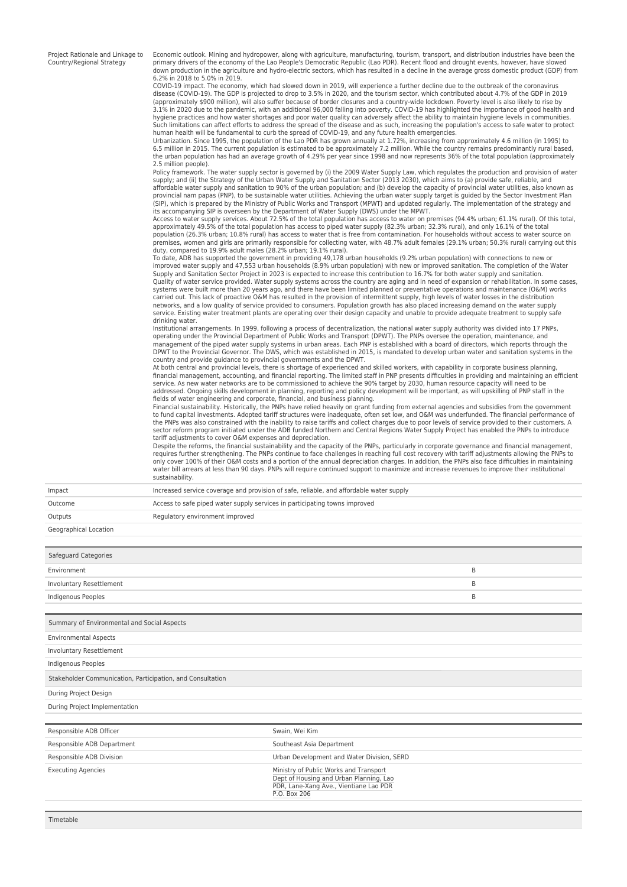| | |
|---|---|
| Project Rationale and Linkage to Country/Regional Strategy | Economic outlook. Mining and hydropower, along with agriculture, manufacturing, tourism, transport, and distribution industries have been the primary drivers of the economy of the Lao People's Democratic Republic (Lao PDR). Recent flood and drought events, however, have slowed down production in the agriculture and hydro-electric sectors, which has resulted in a decline in the average gross domestic product (GDP) from 6.2% in 2018 to 5.0% in 2019.<br>COVID-19 impact. The economy, which had slowed down in 2019, will experience a further decline due to the outbreak of the coronavirus disease (COVID-19). The GDP is projected to drop to 3.5% in 2020, and the tourism sector, which contributed about 4.7% of the GDP in 2019 (approximately $900 million), will also suffer because of border closures and a country-wide lockdown. Poverty level is also likely to rise by 3.1% in 2020 due to the pandemic, with an additional 96,000 falling into poverty. COVID-19 has highlighted the importance of good health and hygiene practices and how water shortages and poor water quality can adversely affect the ability to maintain hygiene levels in communities. Such limitations can affect efforts to address the spread of the disease and as such, increasing the population's access to safe water to protect human health will be fundamental to curb the spread of COVID-19, and any future health emergencies.<br>Urbanization. Since 1995, the population of the Lao PDR has grown annually at 1.72%, increasing from approximately 4.6 million (in 1995) to 6.5 million in 2015. The current population is estimated to be approximately 7.2 million. While the country remains predominantly rural based, the urban population has had an average growth of 4.29% per year since 1998 and now represents 36% of the total population (approximately 2.5 million people).<br>Policy framework. The water supply sector is governed by (i) the 2009 Water Supply Law, which regulates the production and provision of water supply; and (ii) the Strategy of the Urban Water Supply and Sanitation Sector (2013 2030), which aims to (a) provide safe, reliable, and affordable water supply and sanitation to 90% of the urban population; and (b) develop the capacity of provincial water utilities, also known as provincial nam papas (PNP), to be sustainable water utilities. Achieving the urban water supply target is guided by the Sector Investment Plan (SIP), which is prepared by the Ministry of Public Works and Transport (MPWT) and updated regularly. The implementation of the strategy and its accompanying SIP is overseen by the Department of Water Supply (DWS) under the MPWT.<br>Access to water supply services. About 72.5% of the total population has access to water on premises (94.4% urban; 61.1% rural). Of this total, approximately 49.5% of the total population has access to piped water supply (82.3% urban; 32.3% rural), and only 16.1% of the total population (26.3% urban; 10.8% rural) has access to water that is free from contamination. For households without access to water source on premises, women and girls are primarily responsible for collecting water, with 48.7% adult females (29.1% urban; 50.3% rural) carrying out this duty, compared to 19.9% adult males (28.2% urban; 19.1% rural).<br>To date, ADB has supported the government in providing 49,178 urban households (9.2% urban population) with connections to new or improved water supply and 47,553 urban households (8.9% urban population) with new or improved sanitation. The completion of the Water Supply and Sanitation Sector Project in 2023 is expected to increase this contribution to 16.7% for both water supply and sanitation.<br>Quality of water service provided. Water supply systems across the country are aging and in need of expansion or rehabilitation. In some cases, systems were built more than 20 years ago, and there have been limited planned or preventative operations and maintenance (O&M) works carried out. This lack of proactive O&M has resulted in the provision of intermittent supply, high levels of water losses in the distribution networks, and a low quality of service provided to consumers. Population growth has also placed increasing demand on the water supply service. Existing water treatment plants are operating over their design capacity and unable to provide adequate treatment to supply safe drinking water.<br>Institutional arrangements. In 1999, following a process of decentralization, the national water supply authority was divided into 17 PNPs, operating under the Provincial Department of Public Works and Transport (DPWT). The PNPs oversee the operation, maintenance, and management of the piped water supply systems in urban areas. Each PNP is established with a board of directors, which reports through the DPWT to the Provincial Governor. The DWS, which was established in 2015, is mandated to develop urban water and sanitation systems in the country and provide guidance to provincial governments and the DPWT.<br>At both central and provincial levels, there is shortage of experienced and skilled workers, with capability in corporate business planning, financial management, accounting, and financial reporting. The limited staff in PNP presents difficulties in providing and maintaining an efficient service. As new water networks are to be commissioned to achieve the 90% target by 2030, human resource capacity will need to be addressed. Ongoing skills development in planning, reporting and policy development will be important, as will upskilling of PNP staff in the fields of water engineering and corporate, financial, and business planning.<br>Financial sustainability. Historically, the PNPs have relied heavily on grant funding from external agencies and subsidies from the government to fund capital investments. Adopted tariff structures were inadequate, often set low, and O&M was underfunded. The financial performance of the PNPs was also constrained with the inability to raise tariffs and collect charges due to poor levels of service provided to their customers. A sector reform program initiated under the ADB funded Northern and Central Regions Water Supply Project has enabled the PNPs to introduce tariff adjustments to cover O&M expenses and depreciation.<br>Despite the reforms, the financial sustainability and the capacity of the PNPs, particularly in corporate governance and financial management, requires further strengthening. The PNPs continue to face challenges in reaching full cost recovery with tariff adjustments allowing the PNPs to only cover 100% of their O&M costs and a portion of the annual depreciation charges. In addition, the PNPs also face difficulties in maintaining water bill arrears at less than 90 days. PNPs will require continued support to maximize and increase revenues to improve their institutional sustainability. |
| Impact | Increased service coverage and provision of safe, reliable, and affordable water supply |
| Outcome | Access to safe piped water supply services in participating towns improved |
| Outputs | Regulatory environment improved |
| Geographical Location | |

| Safeguard Categories | |
|---|---|
| Environment | B |
| Involuntary Resettlement | B |
| Indigenous Peoples | B |

| Summary of Environmental and Social Aspects |
|---|
| Environmental Aspects |
| Involuntary Resettlement |
| Indigenous Peoples |
| **Stakeholder Communication, Participation, and Consultation** |
| During Project Design |
| During Project Implementation |

| | |
|---|---|
| Responsible ADB Officer | Swain, Wei Kim |
| Responsible ADB Department | Southeast Asia Department |
| Responsible ADB Division | Urban Development and Water Division, SERD |
| Executing Agencies | Ministry of Public Works and Transport<br>Dept of Housing and Urban Planning, Lao PDR, Lane-Xang Ave., Vientiane Lao PDR<br>P.O. Box 206 |

| Timetable |
|---|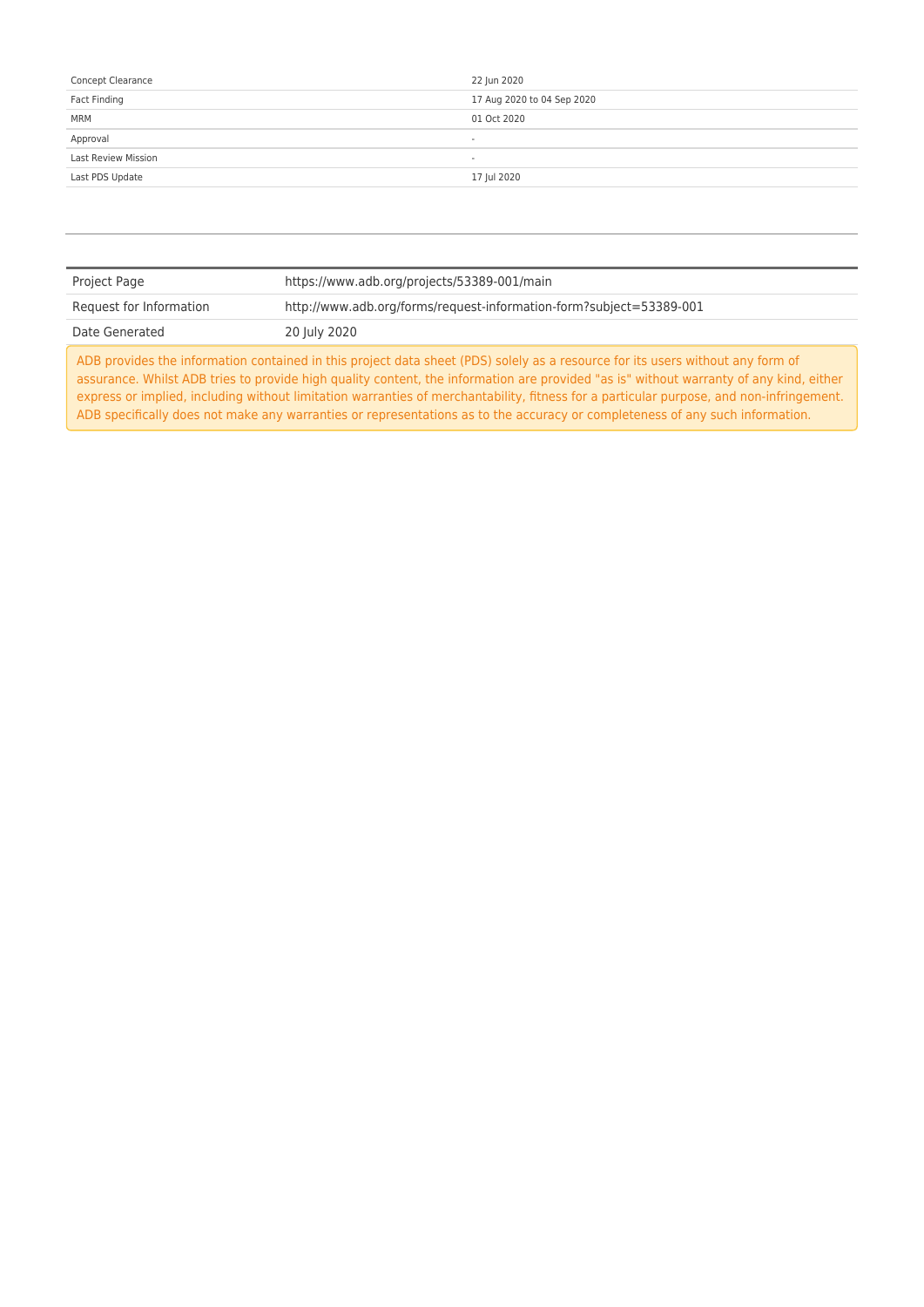| | |
|---|---|
| Concept Clearance | 22 Jun 2020 |
| Fact Finding | 17 Aug 2020 to 04 Sep 2020 |
| MRM | 01 Oct 2020 |
| Approval | - |
| Last Review Mission | - |
| Last PDS Update | 17 Jul 2020 |

| | |
|---|---|
| Project Page | https://www.adb.org/projects/53389-001/main |
| Request for Information | http://www.adb.org/forms/request-information-form?subject=53389-001 |
| Date Generated | 20 July 2020 |

ADB provides the information contained in this project data sheet (PDS) solely as a resource for its users without any form of assurance. Whilst ADB tries to provide high quality content, the information are provided "as is" without warranty of any kind, either express or implied, including without limitation warranties of merchantability, fitness for a particular purpose, and non-infringement. ADB specifically does not make any warranties or representations as to the accuracy or completeness of any such information.